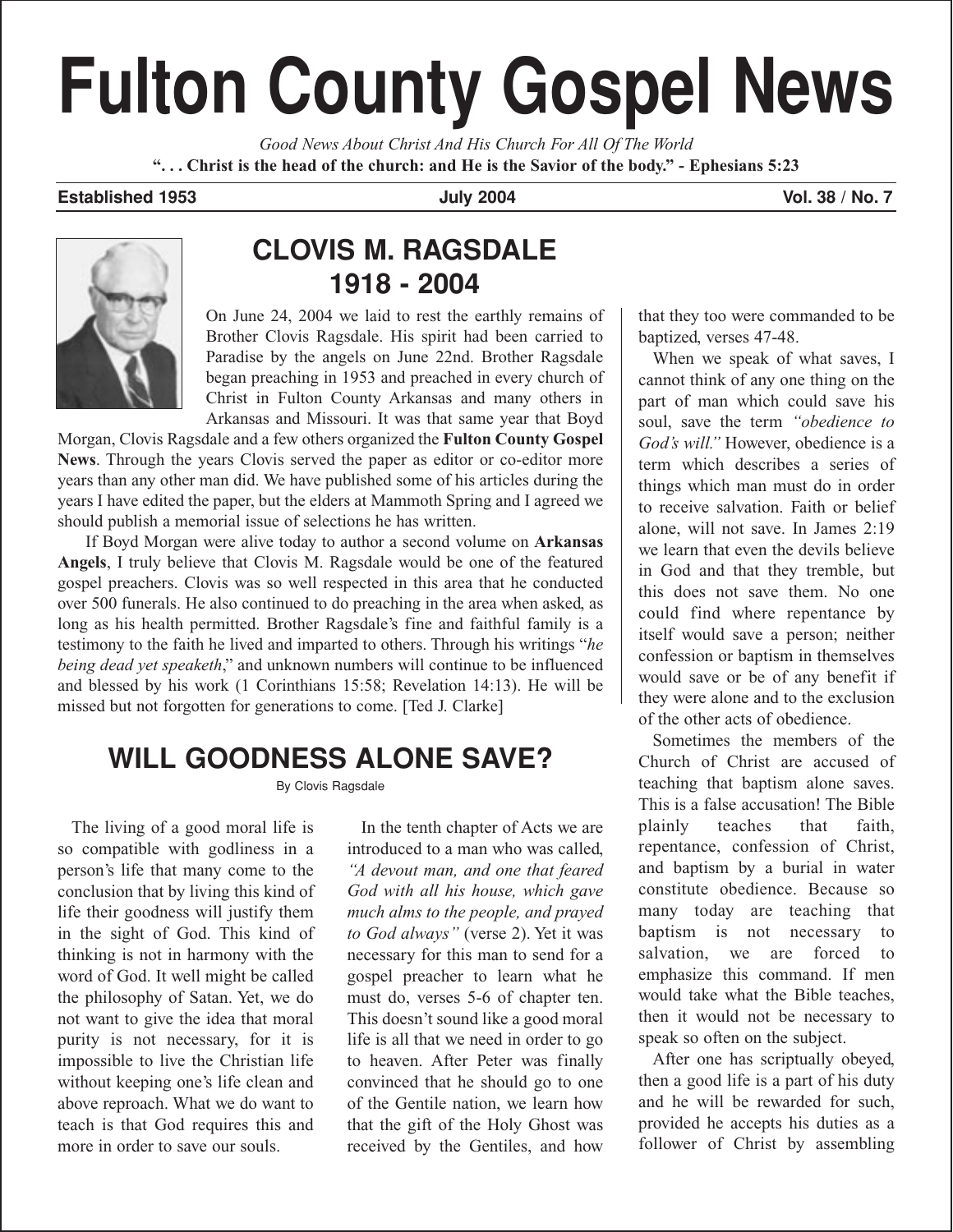# Fulton County Gospel News

*Good News About Christ And His Church For All Of The World*

**". . . Christ is the head of the church: and He is the Savior of the body." - Ephesians 5:23**

**Established 1953** **July 2004** **Vol. 38 / No. 7**

## CLOVIS M. RAGSDALE
## 1918 - 2004

On June 24, 2004 we laid to rest the earthly remains of Brother Clovis Ragsdale. His spirit had been carried to Paradise by the angels on June 22nd. Brother Ragsdale began preaching in 1953 and preached in every church of Christ in Fulton County Arkansas and many others in Arkansas and Missouri. It was that same year that Boyd Morgan, Clovis Ragsdale and a few others organized the **Fulton County Gospel News**. Through the years Clovis served the paper as editor or co-editor more years than any other man did. We have published some of his articles during the years I have edited the paper, but the elders at Mammoth Spring and I agreed we should publish a memorial issue of selections he has written.

If Boyd Morgan were alive today to author a second volume on **Arkansas Angels**, I truly believe that Clovis M. Ragsdale would be one of the featured gospel preachers. Clovis was so well respected in this area that he conducted over 500 funerals. He also continued to do preaching in the area when asked, as long as his health permitted. Brother Ragsdale's fine and faithful family is a testimony to the faith he lived and imparted to others. Through his writings "*he being dead yet speaketh*," and unknown numbers will continue to be influenced and blessed by his work (1 Corinthians 15:58; Revelation 14:13). He will be missed but not forgotten for generations to come. [Ted J. Clarke]

## WILL GOODNESS ALONE SAVE?

By Clovis Ragsdale

The living of a good moral life is so compatible with godliness in a person's life that many come to the conclusion that by living this kind of life their goodness will justify them in the sight of God. This kind of thinking is not in harmony with the word of God. It well might be called the philosophy of Satan. Yet, we do not want to give the idea that moral purity is not necessary, for it is impossible to live the Christian life without keeping one's life clean and above reproach. What we do want to teach is that God requires this and more in order to save our souls.

In the tenth chapter of Acts we are introduced to a man who was called, *"A devout man, and one that feared God with all his house, which gave much alms to the people, and prayed to God always"* (verse 2). Yet it was necessary for this man to send for a gospel preacher to learn what he must do, verses 5-6 of chapter ten. This doesn't sound like a good moral life is all that we need in order to go to heaven. After Peter was finally convinced that he should go to one of the Gentile nation, we learn how that the gift of the Holy Ghost was received by the Gentiles, and how that they too were commanded to be baptized, verses 47-48.

When we speak of what saves, I cannot think of any one thing on the part of man which could save his soul, save the term *"obedience to God's will."* However, obedience is a term which describes a series of things which man must do in order to receive salvation. Faith or belief alone, will not save. In James 2:19 we learn that even the devils believe in God and that they tremble, but this does not save them. No one could find where repentance by itself would save a person; neither confession or baptism in themselves would save or be of any benefit if they were alone and to the exclusion of the other acts of obedience.

Sometimes the members of the Church of Christ are accused of teaching that baptism alone saves. This is a false accusation! The Bible plainly teaches that faith, repentance, confession of Christ, and baptism by a burial in water constitute obedience. Because so many today are teaching that baptism is not necessary to salvation, we are forced to emphasize this command. If men would take what the Bible teaches, then it would not be necessary to speak so often on the subject.

After one has scripturally obeyed, then a good life is a part of his duty and he will be rewarded for such, provided he accepts his duties as a follower of Christ by assembling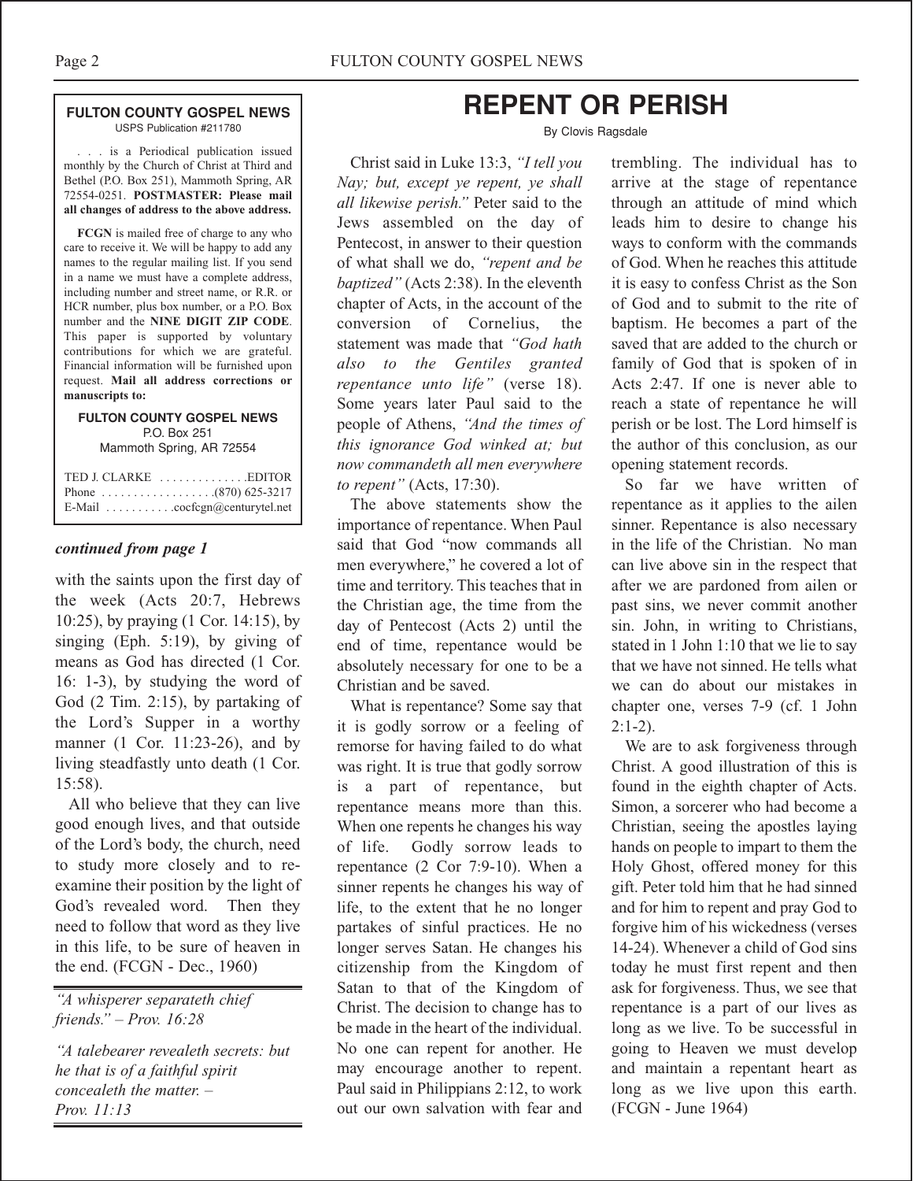**FULTON COUNTY GOSPEL NEWS**
USPS Publication #211780

. . . is a Periodical publication issued monthly by the Church of Christ at Third and Bethel (P.O. Box 251), Mammoth Spring, AR 72554-0251. **POSTMASTER: Please mail all changes of address to the above address.**

**FCGN** is mailed free of charge to any who care to receive it. We will be happy to add any names to the regular mailing list. If you send in a name we must have a complete address, including number and street name, or R.R. or HCR number, plus box number, or a P.O. Box number and the **NINE DIGIT ZIP CODE**. This paper is supported by voluntary contributions for which we are grateful. Financial information will be furnished upon request. **Mail all address corrections or manuscripts to:**

**FULTON COUNTY GOSPEL NEWS**
P.O. Box 251
Mammoth Spring, AR 72554

TED J. CLARKE . . . . . . . . . . . . .EDITOR
Phone . . . . . . . . . . . . . . . . . .(870) 625-3217
E-Mail . . . . . . . . . . .cocfcgn@centurytel.net

***continued from page 1***

with the saints upon the first day of the week (Acts 20:7, Hebrews 10:25), by praying (1 Cor. 14:15), by singing (Eph. 5:19), by giving of means as God has directed (1 Cor. 16: 1-3), by studying the word of God (2 Tim. 2:15), by partaking of the Lord's Supper in a worthy manner (1 Cor. 11:23-26), and by living steadfastly unto death (1 Cor. 15:58).

All who believe that they can live good enough lives, and that outside of the Lord's body, the church, need to study more closely and to re-examine their position by the light of God's revealed word. Then they need to follow that word as they live in this life, to be sure of heaven in the end. (FCGN - Dec., 1960)

*"A whisperer separateth chief friends." – Prov. 16:28*

*"A talebearer revealeth secrets: but he that is of a faithful spirit concealeth the matter. – Prov. 11:13*

# REPENT OR PERISH

By Clovis Ragsdale

Christ said in Luke 13:3, *"I tell you Nay; but, except ye repent, ye shall all likewise perish."* Peter said to the Jews assembled on the day of Pentecost, in answer to their question of what shall we do, *"repent and be baptized"* (Acts 2:38). In the eleventh chapter of Acts, in the account of the conversion of Cornelius, the statement was made that *"God hath also to the Gentiles granted repentance unto life"* (verse 18). Some years later Paul said to the people of Athens, *"And the times of this ignorance God winked at; but now commandeth all men everywhere to repent"* (Acts, 17:30).

The above statements show the importance of repentance. When Paul said that God "now commands all men everywhere," he covered a lot of time and territory. This teaches that in the Christian age, the time from the day of Pentecost (Acts 2) until the end of time, repentance would be absolutely necessary for one to be a Christian and be saved.

What is repentance? Some say that it is godly sorrow or a feeling of remorse for having failed to do what was right. It is true that godly sorrow is a part of repentance, but repentance means more than this. When one repents he changes his way of life. Godly sorrow leads to repentance (2 Cor 7:9-10). When a sinner repents he changes his way of life, to the extent that he no longer partakes of sinful practices. He no longer serves Satan. He changes his citizenship from the Kingdom of Satan to that of the Kingdom of Christ. The decision to change has to be made in the heart of the individual. No one can repent for another. He may encourage another to repent. Paul said in Philippians 2:12, to work out our own salvation with fear and trembling. The individual has to arrive at the stage of repentance through an attitude of mind which leads him to desire to change his ways to conform with the commands of God. When he reaches this attitude it is easy to confess Christ as the Son of God and to submit to the rite of baptism. He becomes a part of the saved that are added to the church or family of God that is spoken of in Acts 2:47. If one is never able to reach a state of repentance he will perish or be lost. The Lord himself is the author of this conclusion, as our opening statement records.

So far we have written of repentance as it applies to the ailen sinner. Repentance is also necessary in the life of the Christian. No man can live above sin in the respect that after we are pardoned from ailen or past sins, we never commit another sin. John, in writing to Christians, stated in 1 John 1:10 that we lie to say that we have not sinned. He tells what we can do about our mistakes in chapter one, verses 7-9 (cf. 1 John 2:1-2).

We are to ask forgiveness through Christ. A good illustration of this is found in the eighth chapter of Acts. Simon, a sorcerer who had become a Christian, seeing the apostles laying hands on people to impart to them the Holy Ghost, offered money for this gift. Peter told him that he had sinned and for him to repent and pray God to forgive him of his wickedness (verses 14-24). Whenever a child of God sins today he must first repent and then ask for forgiveness. Thus, we see that repentance is a part of our lives as long as we live. To be successful in going to Heaven we must develop and maintain a repentant heart as long as we live upon this earth. (FCGN - June 1964)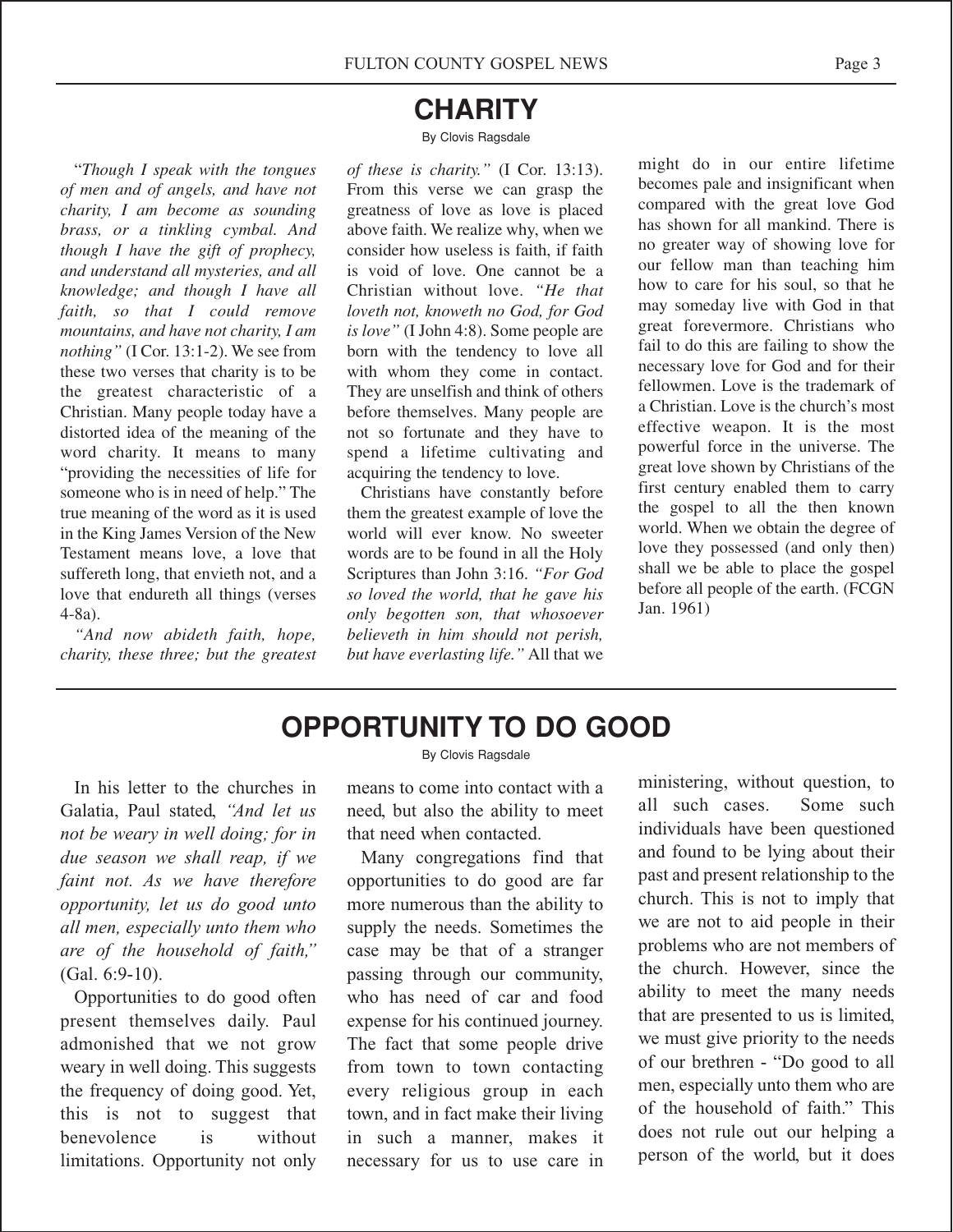# CHARITY

By Clovis Ragsdale

"*Though I speak with the tongues of men and of angels, and have not charity, I am become as sounding brass, or a tinkling cymbal. And though I have the gift of prophecy, and understand all mysteries, and all knowledge; and though I have all faith, so that I could remove mountains, and have not charity, I am nothing"* (I Cor. 13:1-2). We see from these two verses that charity is to be the greatest characteristic of a Christian. Many people today have a distorted idea of the meaning of the word charity. It means to many "providing the necessities of life for someone who is in need of help." The true meaning of the word as it is used in the King James Version of the New Testament means love, a love that suffereth long, that envieth not, and a love that endureth all things (verses 4-8a).

*"And now abideth faith, hope, charity, these three; but the greatest of these is charity."* (I Cor. 13:13). From this verse we can grasp the greatness of love as love is placed above faith. We realize why, when we consider how useless is faith, if faith is void of love. One cannot be a Christian without love. *"He that loveth not, knoweth no God, for God is love"* (I John 4:8). Some people are born with the tendency to love all with whom they come in contact. They are unselfish and think of others before themselves. Many people are not so fortunate and they have to spend a lifetime cultivating and acquiring the tendency to love.

Christians have constantly before them the greatest example of love the world will ever know. No sweeter words are to be found in all the Holy Scriptures than John 3:16. *"For God so loved the world, that he gave his only begotten son, that whosoever believeth in him should not perish, but have everlasting life."* All that we might do in our entire lifetime becomes pale and insignificant when compared with the great love God has shown for all mankind. There is no greater way of showing love for our fellow man than teaching him how to care for his soul, so that he may someday live with God in that great forevermore. Christians who fail to do this are failing to show the necessary love for God and for their fellowmen. Love is the trademark of a Christian. Love is the church's most effective weapon. It is the most powerful force in the universe. The great love shown by Christians of the first century enabled them to carry the gospel to all the then known world. When we obtain the degree of love they possessed (and only then) shall we be able to place the gospel before all people of the earth. (FCGN Jan. 1961)

# OPPORTUNITY TO DO GOOD

By Clovis Ragsdale

In his letter to the churches in Galatia, Paul stated, *"And let us not be weary in well doing; for in due season we shall reap, if we faint not. As we have therefore opportunity, let us do good unto all men, especially unto them who are of the household of faith,"* (Gal. 6:9-10).

Opportunities to do good often present themselves daily. Paul admonished that we not grow weary in well doing. This suggests the frequency of doing good. Yet, this is not to suggest that benevolence is without limitations. Opportunity not only means to come into contact with a need, but also the ability to meet that need when contacted.

Many congregations find that opportunities to do good are far more numerous than the ability to supply the needs. Sometimes the case may be that of a stranger passing through our community, who has need of car and food expense for his continued journey. The fact that some people drive from town to town contacting every religious group in each town, and in fact make their living in such a manner, makes it necessary for us to use care in ministering, without question, to all such cases. Some such individuals have been questioned and found to be lying about their past and present relationship to the church. This is not to imply that we are not to aid people in their problems who are not members of the church. However, since the ability to meet the many needs that are presented to us is limited, we must give priority to the needs of our brethren - "Do good to all men, especially unto them who are of the household of faith." This does not rule out our helping a person of the world, but it does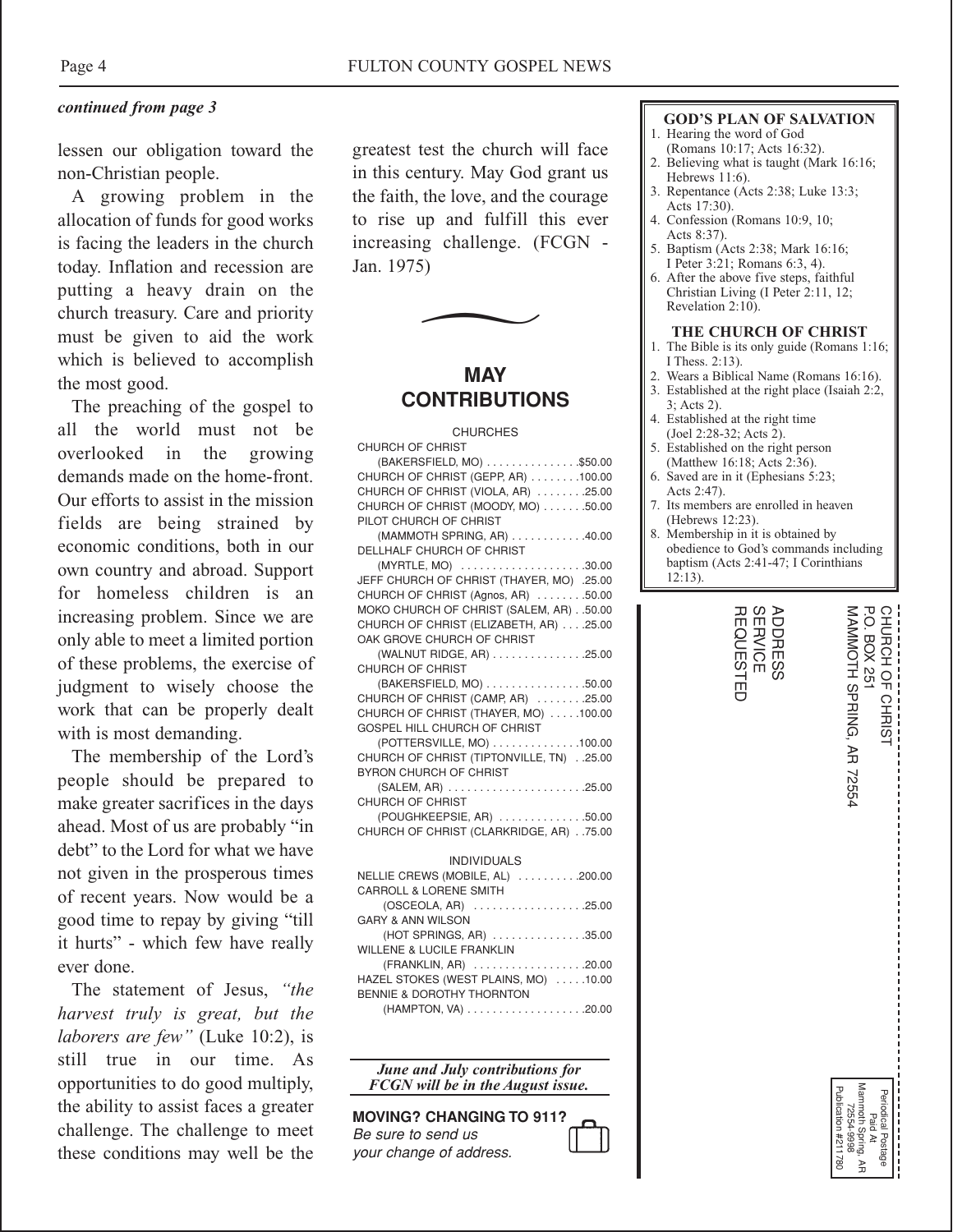*continued from page 3*

lessen our obligation toward the non-Christian people.

A growing problem in the allocation of funds for good works is facing the leaders in the church today. Inflation and recession are putting a heavy drain on the church treasury. Care and priority must be given to aid the work which is believed to accomplish the most good.

The preaching of the gospel to all the world must not be overlooked in the growing demands made on the home-front. Our efforts to assist in the mission fields are being strained by economic conditions, both in our own country and abroad. Support for homeless children is an increasing problem. Since we are only able to meet a limited portion of these problems, the exercise of judgment to wisely choose the work that can be properly dealt with is most demanding.

The membership of the Lord's people should be prepared to make greater sacrifices in the days ahead. Most of us are probably "in debt" to the Lord for what we have not given in the prosperous times of recent years. Now would be a good time to repay by giving "till it hurts" - which few have really ever done.

The statement of Jesus, *"the harvest truly is great, but the laborers are few"* (Luke 10:2), is still true in our time. As opportunities to do good multiply, the ability to assist faces a greater challenge. The challenge to meet these conditions may well be the greatest test the church will face in this century. May God grant us the faith, the love, and the courage to rise up and fulfill this ever increasing challenge. (FCGN - Jan. 1975)

## MAY CONTRIBUTIONS

CHURCHES

CHURCH OF CHRIST (BAKERSFIELD, MO) . . . . . . . . . . . . . .$50.00
CHURCH OF CHRIST (GEPP, AR) . . . . . . . .100.00
CHURCH OF CHRIST (VIOLA, AR) . . . . . . . .25.00
CHURCH OF CHRIST (MOODY, MO) . . . . . . .50.00
PILOT CHURCH OF CHRIST (MAMMOTH SPRING, AR) . . . . . . . . . . . .40.00
DELLHALF CHURCH OF CHRIST (MYRTLE, MO) . . . . . . . . . . . . . . . . . . .30.00
JEFF CHURCH OF CHRIST (THAYER, MO) .25.00
CHURCH OF CHRIST (Agnos, AR) . . . . . . . .50.00
MOKO CHURCH OF CHRIST (SALEM, AR) . .50.00
CHURCH OF CHRIST (ELIZABETH, AR) . . . .25.00
OAK GROVE CHURCH OF CHRIST (WALNUT RIDGE, AR) . . . . . . . . . . . . . . .25.00
CHURCH OF CHRIST (BAKERSFIELD, MO) . . . . . . . . . . . . . . . .50.00
CHURCH OF CHRIST (CAMP, AR) . . . . . . . .25.00
CHURCH OF CHRIST (THAYER, MO) . . . . .100.00
GOSPEL HILL CHURCH OF CHRIST (POTTERSVILLE, MO) . . . . . . . . . . . . . .100.00
CHURCH OF CHRIST (TIPTONVILLE, TN) . .25.00
BYRON CHURCH OF CHRIST (SALEM, AR) . . . . . . . . . . . . . . . . . . . . . .25.00
CHURCH OF CHRIST (POUGHKEEPSIE, AR) . . . . . . . . . . . . . .50.00
CHURCH OF CHRIST (CLARKRIDGE, AR) . .75.00

INDIVIDUALS

NELLIE CREWS (MOBILE, AL) . . . . . . . . . .200.00
CARROLL & LORENE SMITH (OSCEOLA, AR) . . . . . . . . . . . . . . . . . .25.00
GARY & ANN WILSON (HOT SPRINGS, AR) . . . . . . . . . . . . . . .35.00
WILLENE & LUCILE FRANKLIN (FRANKLIN, AR) . . . . . . . . . . . . . . . . . .20.00
HAZEL STOKES (WEST PLAINS, MO) . . . . .10.00
BENNIE & DOROTHY THORNTON (HAMPTON, VA) . . . . . . . . . . . . . . . . . . .20.00

***June and July contributions for FCGN will be in the August issue.***

**MOVING? CHANGING TO 911?**
*Be sure to send us your change of address.*

### GOD'S PLAN OF SALVATION

1. Hearing the word of God (Romans 10:17; Acts 16:32).
2. Believing what is taught (Mark 16:16; Hebrews 11:6).
3. Repentance (Acts 2:38; Luke 13:3; Acts 17:30).
4. Confession (Romans 10:9, 10; Acts 8:37).
5. Baptism (Acts 2:38; Mark 16:16; I Peter 3:21; Romans 6:3, 4).
6. After the above five steps, faithful Christian Living (I Peter 2:11, 12; Revelation 2:10).

### THE CHURCH OF CHRIST

1. The Bible is its only guide (Romans 1:16; I Thess. 2:13).
2. Wears a Biblical Name (Romans 16:16).
3. Established at the right place (Isaiah 2:2, 3; Acts 2).
4. Established at the right time (Joel 2:28-32; Acts 2).
5. Established on the right person (Matthew 16:18; Acts 2:36).
6. Saved are in it (Ephesians 5:23; Acts 2:47).
7. Its members are enrolled in heaven (Hebrews 12:23).
8. Membership in it is obtained by obedience to God's commands including baptism (Acts 2:41-47; I Corinthians 12:13).

CHURCH OF CHRIST
P.O. BOX 251
MAMMOTH SPRING, AR 72554

ADDRESS SERVICE REQUESTED

Periodical Postage Paid At Mammoth Spring, AR 72554-9998 Publication #211780